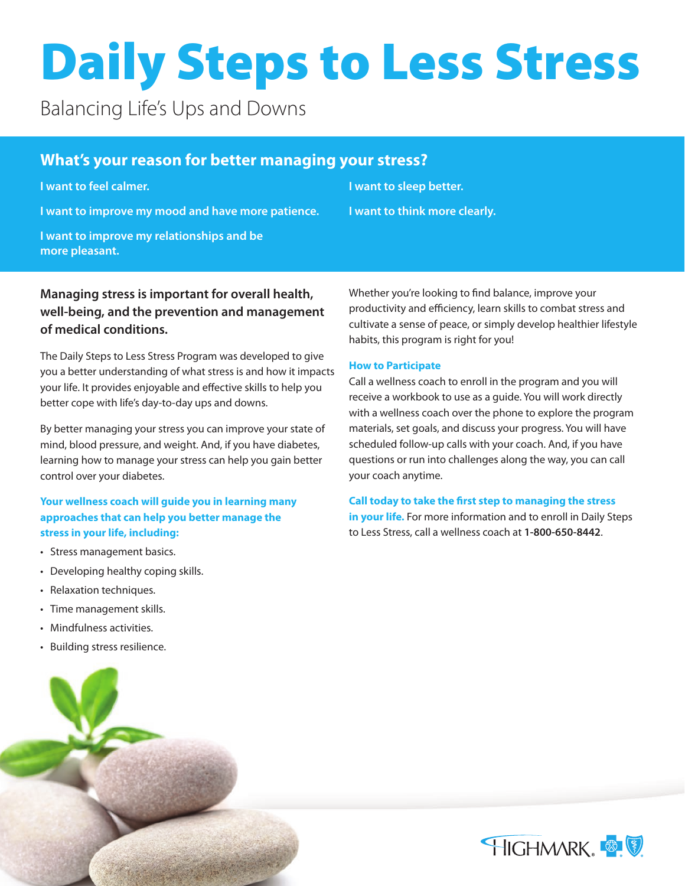# Daily Steps to Less Stress

Balancing Life's Ups and Downs

## What's your reason for better managing your stress?

**I want to feel calmer.**

**I want to improve my mood and have more patience.**

**I want to improve my relationships and be more pleasant.**

**I want to sleep better.**

**I want to think more clearly.**

**Managing stress is important for overall health, well-being, and the prevention and management of medical conditions.**

The Daily Steps to Less Stress Program was developed to give you a better understanding of what stress is and how it impacts your life. It provides enjoyable and effective skills to help you better cope with life's day-to-day ups and downs.

By better managing your stress you can improve your state of mind, blood pressure, and weight. And, if you have diabetes, learning how to manage your stress can help you gain better control over your diabetes.

**Your wellness coach will guide you in learning many approaches that can help you better manage the stress in your life, including:**

- Stress management basics.
- Developing healthy coping skills.
- Relaxation techniques.
- Time management skills.
- Mindfulness activities.
- Building stress resilience.

Whether you're looking to find balance, improve your productivity and efficiency, learn skills to combat stress and cultivate a sense of peace, or simply develop healthier lifestyle habits, this program is right for you!

### How to Participate

Call a wellness coach to enroll in the program and you will receive a workbook to use as a guide. You will work directly with a wellness coach over the phone to explore the program materials, set goals, and discuss your progress. You will have scheduled follow-up calls with your coach. And, if you have questions or run into challenges along the way, you can call your coach anytime.

**Call today to take the first step to managing the stress in your life.** For more information and to enroll in Daily Steps to Less Stress, call a wellness coach at **1-800-650-8442**.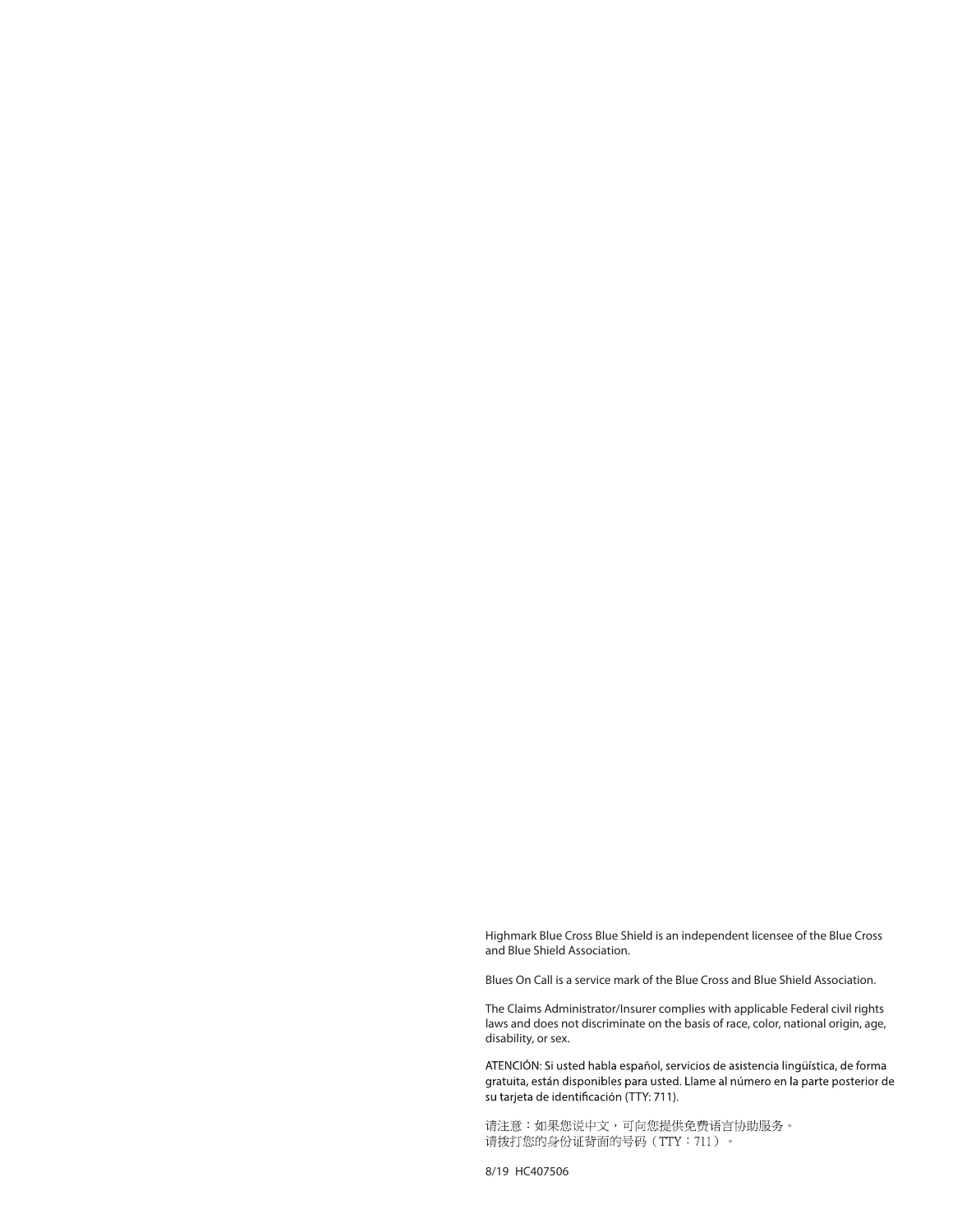Highmark Blue Cross Blue Shield is an independent licensee of the Blue Cross and Blue Shield Association.

Blues On Call is a service mark of the Blue Cross and Blue Shield Association.

The Claims Administrator/Insurer complies with applicable Federal civil rights laws and does not discriminate on the basis of race, color, national origin, age, disability, or sex.

ATENCIÓN: Si usted habla español, servicios de asistencia lingüística, de forma gratuita, están disponibles para usted. Llame al número en la parte posterior de su tarjeta de identificación (TTY: 711).

请注意：如果您说中文，可向您提供免费语言协助服务。
请拨打您的身份证背面的号码（TTY：711）。

8/19 HC407506